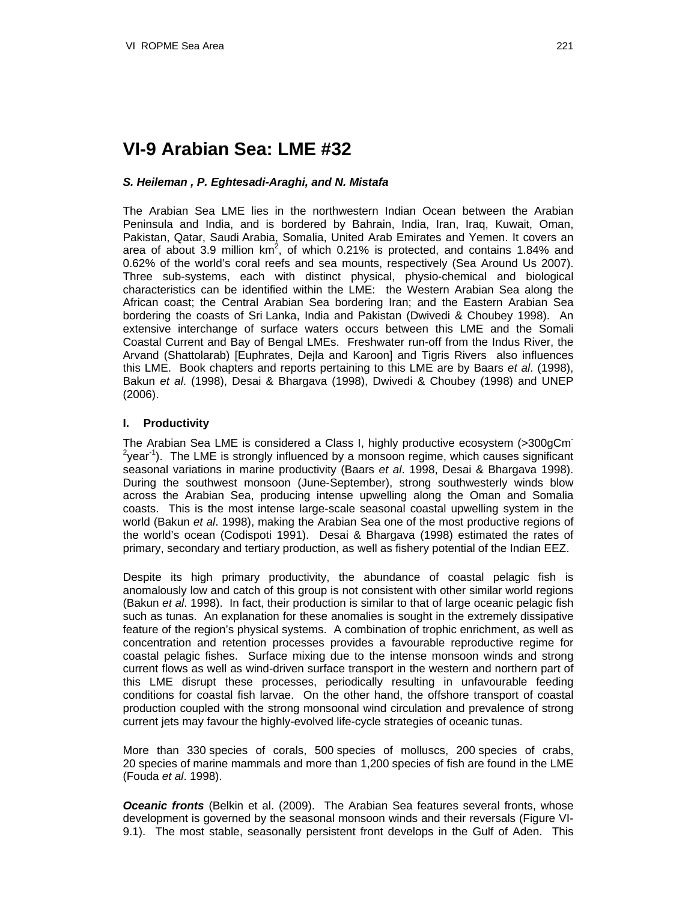# VI-9 Arabian Sea: LME #32

***S. Heileman , P. Eghtesadi-Araghi, and N. Mistafa***

The Arabian Sea LME lies in the northwestern Indian Ocean between the Arabian Peninsula and India, and is bordered by Bahrain, India, Iran, Iraq, Kuwait, Oman, Pakistan, Qatar, Saudi Arabia, Somalia, United Arab Emirates and Yemen. It covers an area of about 3.9 million $km^2$, of which 0.21% is protected, and contains 1.84% and 0.62% of the world's coral reefs and sea mounts, respectively (Sea Around Us 2007). Three sub-systems, each with distinct physical, physio-chemical and biological characteristics can be identified within the LME: the Western Arabian Sea along the African coast; the Central Arabian Sea bordering Iran; and the Eastern Arabian Sea bordering the coasts of Sri Lanka, India and Pakistan (Dwivedi & Choubey 1998). An extensive interchange of surface waters occurs between this LME and the Somali Coastal Current and Bay of Bengal LMEs. Freshwater run-off from the Indus River, the Arvand (Shattolarab) [Euphrates, Dejla and Karoon] and Tigris Rivers also influences this LME. Book chapters and reports pertaining to this LME are by Baars *et al*. (1998), Bakun *et al*. (1998), Desai & Bhargava (1998), Dwivedi & Choubey (1998) and UNEP (2006).

## I. Productivity

The Arabian Sea LME is considered a Class I, highly productive ecosystem (>300gC$m^{-2}$year$^{-1}$). The LME is strongly influenced by a monsoon regime, which causes significant seasonal variations in marine productivity (Baars *et al*. 1998, Desai & Bhargava 1998). During the southwest monsoon (June-September), strong southwesterly winds blow across the Arabian Sea, producing intense upwelling along the Oman and Somalia coasts. This is the most intense large-scale seasonal coastal upwelling system in the world (Bakun *et al*. 1998), making the Arabian Sea one of the most productive regions of the world's ocean (Codispoti 1991). Desai & Bhargava (1998) estimated the rates of primary, secondary and tertiary production, as well as fishery potential of the Indian EEZ.

Despite its high primary productivity, the abundance of coastal pelagic fish is anomalously low and catch of this group is not consistent with other similar world regions (Bakun *et al*. 1998). In fact, their production is similar to that of large oceanic pelagic fish such as tunas. An explanation for these anomalies is sought in the extremely dissipative feature of the region's physical systems. A combination of trophic enrichment, as well as concentration and retention processes provides a favourable reproductive regime for coastal pelagic fishes. Surface mixing due to the intense monsoon winds and strong current flows as well as wind-driven surface transport in the western and northern part of this LME disrupt these processes, periodically resulting in unfavourable feeding conditions for coastal fish larvae. On the other hand, the offshore transport of coastal production coupled with the strong monsoonal wind circulation and prevalence of strong current jets may favour the highly-evolved life-cycle strategies of oceanic tunas.

More than 330 species of corals, 500 species of molluscs, 200 species of crabs, 20 species of marine mammals and more than 1,200 species of fish are found in the LME (Fouda *et al*. 1998).

***Oceanic fronts*** (Belkin et al. (2009). The Arabian Sea features several fronts, whose development is governed by the seasonal monsoon winds and their reversals (Figure VI-9.1). The most stable, seasonally persistent front develops in the Gulf of Aden. This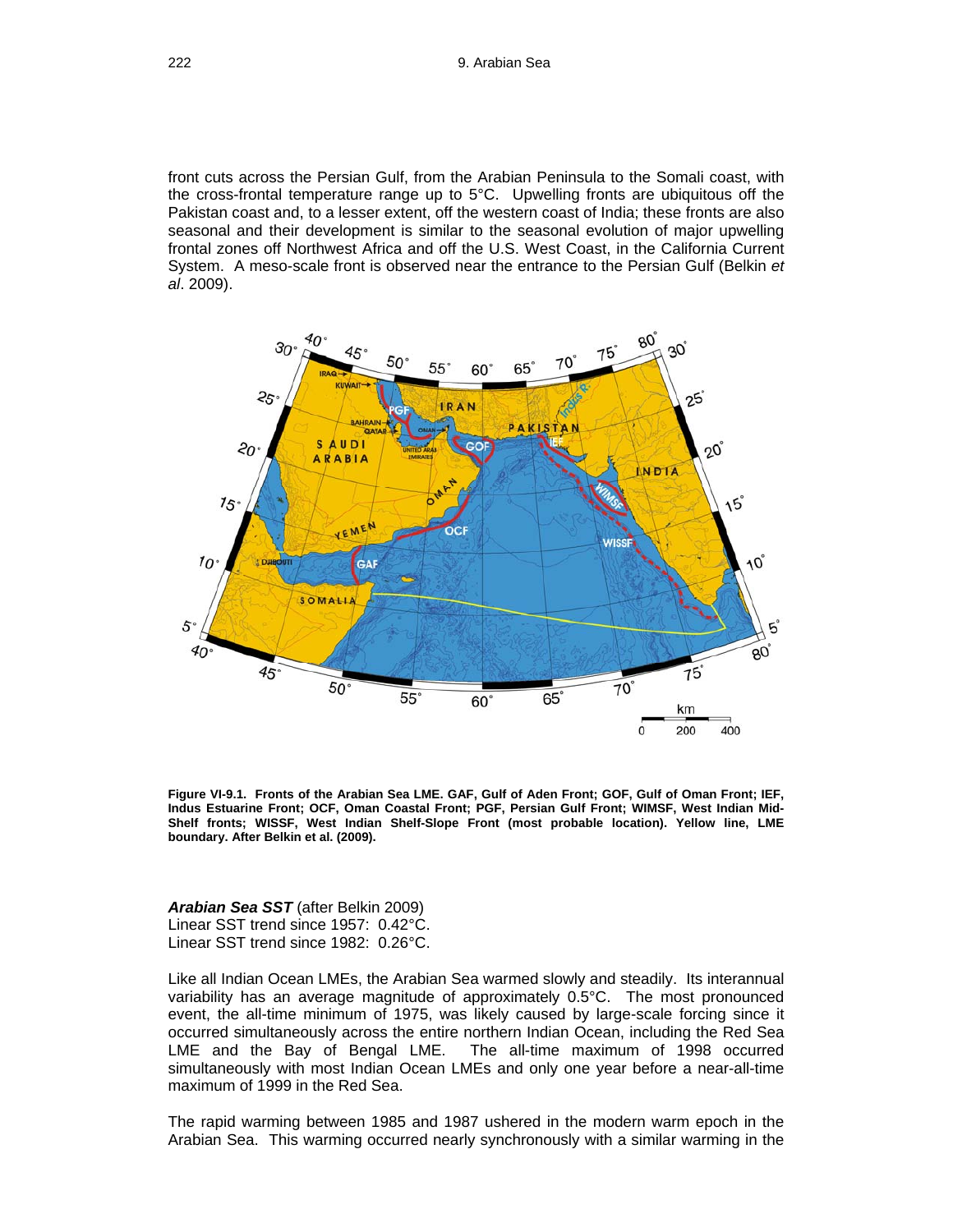front cuts across the Persian Gulf, from the Arabian Peninsula to the Somali coast, with the cross-frontal temperature range up to 5°C. Upwelling fronts are ubiquitous off the Pakistan coast and, to a lesser extent, off the western coast of India; these fronts are also seasonal and their development is similar to the seasonal evolution of major upwelling frontal zones off Northwest Africa and off the U.S. West Coast, in the California Current System. A meso-scale front is observed near the entrance to the Persian Gulf (Belkin *et al*. 2009).

**Figure VI-9.1. Fronts of the Arabian Sea LME. GAF, Gulf of Aden Front; GOF, Gulf of Oman Front; IEF, Indus Estuarine Front; OCF, Oman Coastal Front; PGF, Persian Gulf Front; WIMSF, West Indian Mid-Shelf fronts; WISSF, West Indian Shelf-Slope Front (most probable location). Yellow line, LME boundary. After Belkin et al. (2009).**

***Arabian Sea SST*** (after Belkin 2009)
Linear SST trend since 1957: 0.42°C.
Linear SST trend since 1982: 0.26°C.

Like all Indian Ocean LMEs, the Arabian Sea warmed slowly and steadily. Its interannual variability has an average magnitude of approximately 0.5°C. The most pronounced event, the all-time minimum of 1975, was likely caused by large-scale forcing since it occurred simultaneously across the entire northern Indian Ocean, including the Red Sea LME and the Bay of Bengal LME. The all-time maximum of 1998 occurred simultaneously with most Indian Ocean LMEs and only one year before a near-all-time maximum of 1999 in the Red Sea.

The rapid warming between 1985 and 1987 ushered in the modern warm epoch in the Arabian Sea. This warming occurred nearly synchronously with a similar warming in the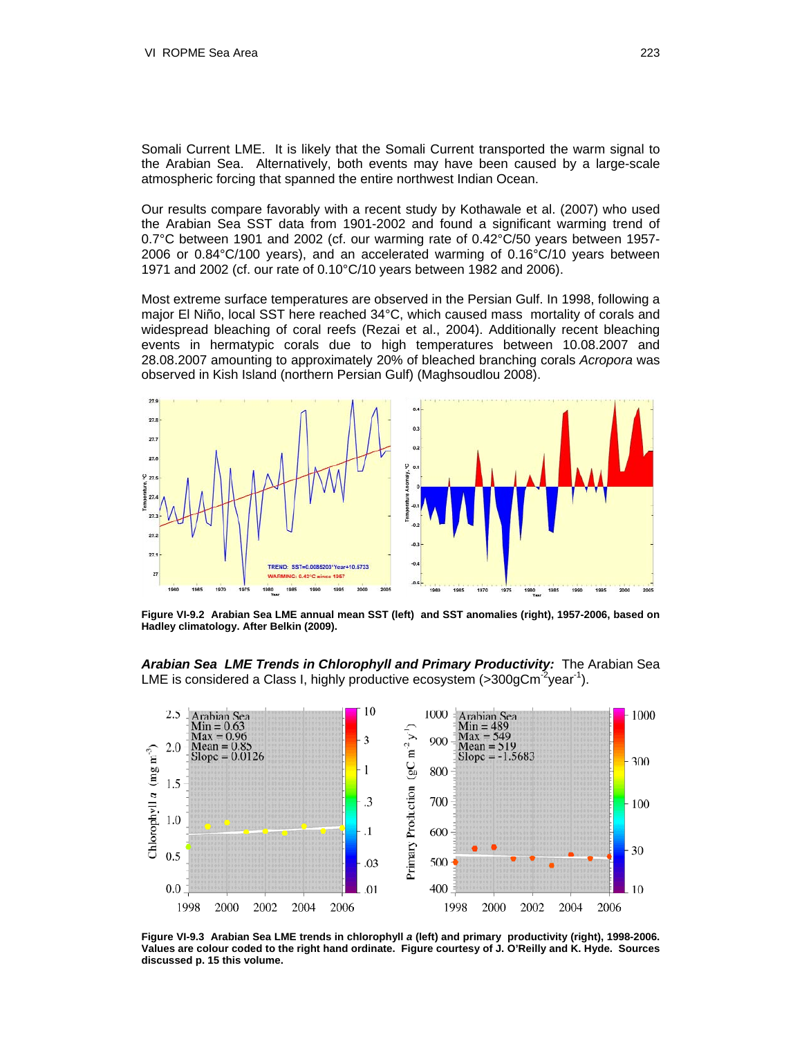Somali Current LME. It is likely that the Somali Current transported the warm signal to the Arabian Sea. Alternatively, both events may have been caused by a large-scale atmospheric forcing that spanned the entire northwest Indian Ocean.

Our results compare favorably with a recent study by Kothawale et al. (2007) who used the Arabian Sea SST data from 1901-2002 and found a significant warming trend of 0.7°C between 1901 and 2002 (cf. our warming rate of 0.42°C/50 years between 1957-2006 or 0.84°C/100 years), and an accelerated warming of 0.16°C/10 years between 1971 and 2002 (cf. our rate of 0.10°C/10 years between 1982 and 2006).

Most extreme surface temperatures are observed in the Persian Gulf. In 1998, following a major El Niño, local SST here reached 34°C, which caused mass mortality of corals and widespread bleaching of coral reefs (Rezai et al., 2004). Additionally recent bleaching events in hermatypic corals due to high temperatures between 10.08.2007 and 28.08.2007 amounting to approximately 20% of bleached branching corals *Acropora* was observed in Kish Island (northern Persian Gulf) (Maghsoudlou 2008).

**Figure VI-9.2 Arabian Sea LME annual mean SST (left) and SST anomalies (right), 1957-2006, based on Hadley climatology. After Belkin (2009).**

***Arabian Sea LME Trends in Chlorophyll and Primary Productivity:*** The Arabian Sea LME is considered a Class I, highly productive ecosystem (>300gCm$^{-2}$year$^{-1}$).

**Figure VI-9.3 Arabian Sea LME trends in chlorophyll *a* (left) and primary productivity (right), 1998-2006. Values are colour coded to the right hand ordinate. Figure courtesy of J. O'Reilly and K. Hyde. Sources discussed p. 15 this volume.**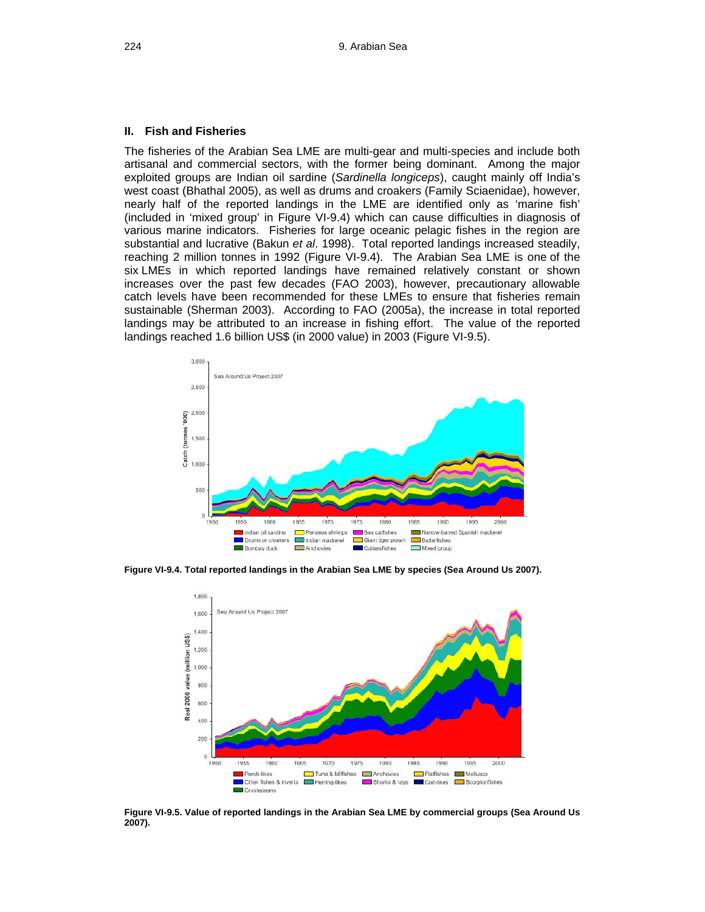## II. Fish and Fisheries

The fisheries of the Arabian Sea LME are multi-gear and multi-species and include both artisanal and commercial sectors, with the former being dominant. Among the major exploited groups are Indian oil sardine (*Sardinella longiceps*), caught mainly off India's west coast (Bhathal 2005), as well as drums and croakers (Family Sciaenidae), however, nearly half of the reported landings in the LME are identified only as 'marine fish' (included in 'mixed group' in Figure VI-9.4) which can cause difficulties in diagnosis of various marine indicators. Fisheries for large oceanic pelagic fishes in the region are substantial and lucrative (Bakun *et al*. 1998). Total reported landings increased steadily, reaching 2 million tonnes in 1992 (Figure VI-9.4). The Arabian Sea LME is one of the six LMEs in which reported landings have remained relatively constant or shown increases over the past few decades (FAO 2003), however, precautionary allowable catch levels have been recommended for these LMEs to ensure that fisheries remain sustainable (Sherman 2003). According to FAO (2005a), the increase in total reported landings may be attributed to an increase in fishing effort. The value of the reported landings reached 1.6 billion US$ (in 2000 value) in 2003 (Figure VI-9.5).

**Figure VI-9.4. Total reported landings in the Arabian Sea LME by species (Sea Around Us 2007).**

**Figure VI-9.5. Value of reported landings in the Arabian Sea LME by commercial groups (Sea Around Us 2007).**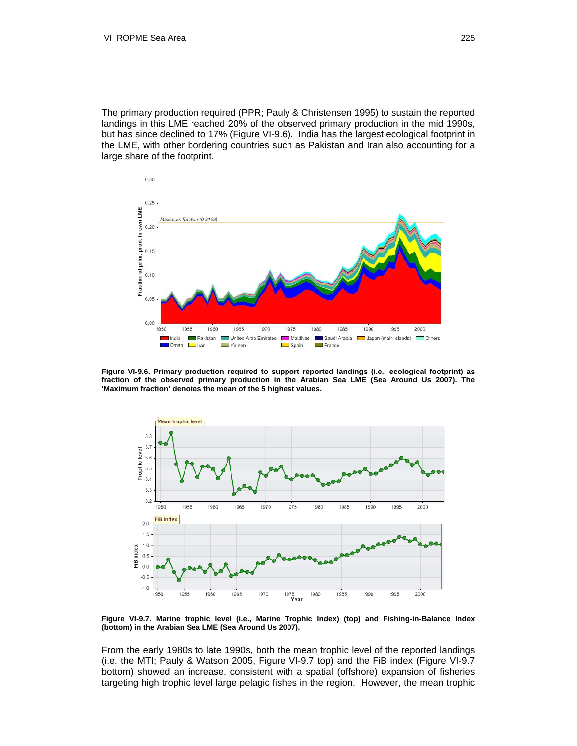The primary production required (PPR; Pauly & Christensen 1995) to sustain the reported landings in this LME reached 20% of the observed primary production in the mid 1990s, but has since declined to 17% (Figure VI-9.6). India has the largest ecological footprint in the LME, with other bordering countries such as Pakistan and Iran also accounting for a large share of the footprint.

**Figure VI-9.6. Primary production required to support reported landings (i.e., ecological footprint) as fraction of the observed primary production in the Arabian Sea LME (Sea Around Us 2007). The 'Maximum fraction' denotes the mean of the 5 highest values.**

**Figure VI-9.7. Marine trophic level (i.e., Marine Trophic Index) (top) and Fishing-in-Balance Index (bottom) in the Arabian Sea LME (Sea Around Us 2007).**

From the early 1980s to late 1990s, both the mean trophic level of the reported landings (i.e. the MTI; Pauly & Watson 2005, Figure VI-9.7 top) and the FiB index (Figure VI-9.7 bottom) showed an increase, consistent with a spatial (offshore) expansion of fisheries targeting high trophic level large pelagic fishes in the region. However, the mean trophic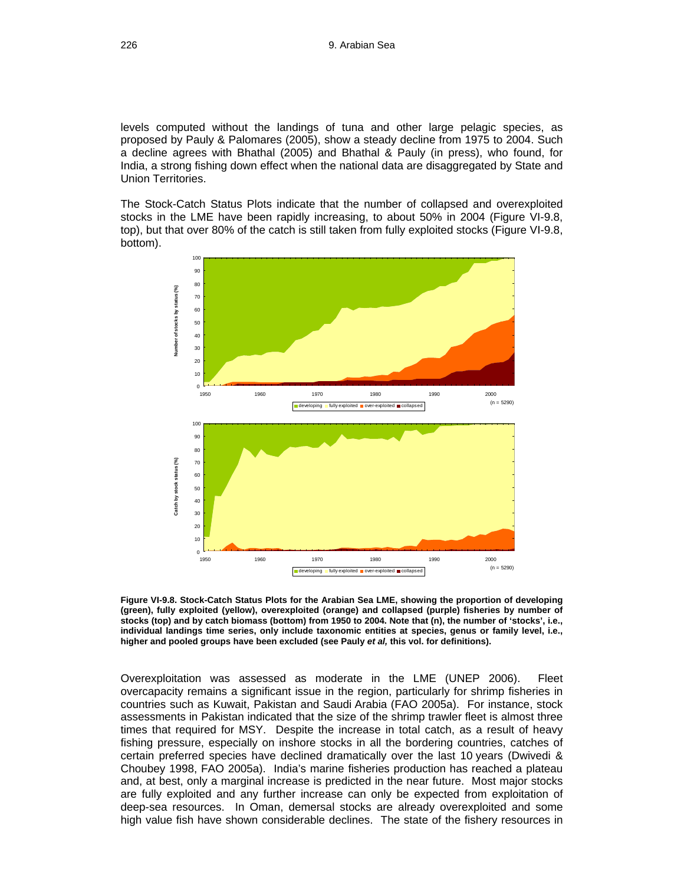levels computed without the landings of tuna and other large pelagic species, as proposed by Pauly & Palomares (2005), show a steady decline from 1975 to 2004. Such a decline agrees with Bhathal (2005) and Bhathal & Pauly (in press), who found, for India, a strong fishing down effect when the national data are disaggregated by State and Union Territories.

The Stock-Catch Status Plots indicate that the number of collapsed and overexploited stocks in the LME have been rapidly increasing, to about 50% in 2004 (Figure VI-9.8, top), but that over 80% of the catch is still taken from fully exploited stocks (Figure VI-9.8, bottom).

**Figure VI-9.8. Stock-Catch Status Plots for the Arabian Sea LME, showing the proportion of developing (green), fully exploited (yellow), overexploited (orange) and collapsed (purple) fisheries by number of stocks (top) and by catch biomass (bottom) from 1950 to 2004. Note that (n), the number of 'stocks', i.e., individual landings time series, only include taxonomic entities at species, genus or family level, i.e., higher and pooled groups have been excluded (see Pauly *et al,* this vol. for definitions).**

Overexploitation was assessed as moderate in the LME (UNEP 2006). Fleet overcapacity remains a significant issue in the region, particularly for shrimp fisheries in countries such as Kuwait, Pakistan and Saudi Arabia (FAO 2005a). For instance, stock assessments in Pakistan indicated that the size of the shrimp trawler fleet is almost three times that required for MSY. Despite the increase in total catch, as a result of heavy fishing pressure, especially on inshore stocks in all the bordering countries, catches of certain preferred species have declined dramatically over the last 10 years (Dwivedi & Choubey 1998, FAO 2005a). India's marine fisheries production has reached a plateau and, at best, only a marginal increase is predicted in the near future. Most major stocks are fully exploited and any further increase can only be expected from exploitation of deep-sea resources. In Oman, demersal stocks are already overexploited and some high value fish have shown considerable declines. The state of the fishery resources in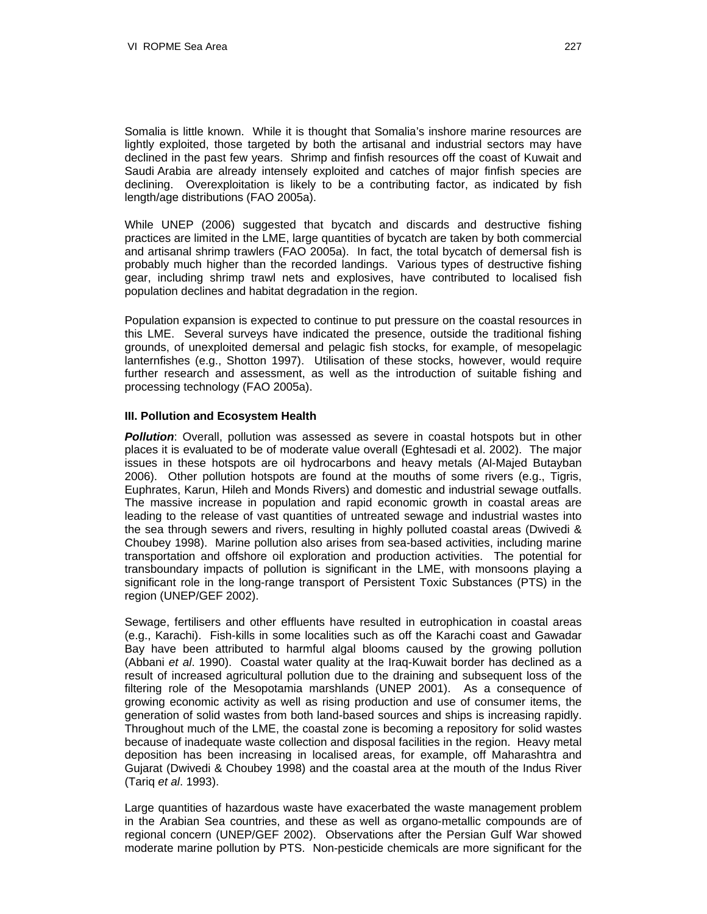Somalia is little known. While it is thought that Somalia's inshore marine resources are lightly exploited, those targeted by both the artisanal and industrial sectors may have declined in the past few years. Shrimp and finfish resources off the coast of Kuwait and Saudi Arabia are already intensely exploited and catches of major finfish species are declining. Overexploitation is likely to be a contributing factor, as indicated by fish length/age distributions (FAO 2005a).

While UNEP (2006) suggested that bycatch and discards and destructive fishing practices are limited in the LME, large quantities of bycatch are taken by both commercial and artisanal shrimp trawlers (FAO 2005a). In fact, the total bycatch of demersal fish is probably much higher than the recorded landings. Various types of destructive fishing gear, including shrimp trawl nets and explosives, have contributed to localised fish population declines and habitat degradation in the region.

Population expansion is expected to continue to put pressure on the coastal resources in this LME. Several surveys have indicated the presence, outside the traditional fishing grounds, of unexploited demersal and pelagic fish stocks, for example, of mesopelagic lanternfishes (e.g., Shotton 1997). Utilisation of these stocks, however, would require further research and assessment, as well as the introduction of suitable fishing and processing technology (FAO 2005a).

### III. Pollution and Ecosystem Health

***Pollution***: Overall, pollution was assessed as severe in coastal hotspots but in other places it is evaluated to be of moderate value overall (Eghtesadi et al. 2002). The major issues in these hotspots are oil hydrocarbons and heavy metals (Al-Majed Butayban 2006). Other pollution hotspots are found at the mouths of some rivers (e.g., Tigris, Euphrates, Karun, Hileh and Monds Rivers) and domestic and industrial sewage outfalls. The massive increase in population and rapid economic growth in coastal areas are leading to the release of vast quantities of untreated sewage and industrial wastes into the sea through sewers and rivers, resulting in highly polluted coastal areas (Dwivedi & Choubey 1998). Marine pollution also arises from sea-based activities, including marine transportation and offshore oil exploration and production activities. The potential for transboundary impacts of pollution is significant in the LME, with monsoons playing a significant role in the long-range transport of Persistent Toxic Substances (PTS) in the region (UNEP/GEF 2002).

Sewage, fertilisers and other effluents have resulted in eutrophication in coastal areas (e.g., Karachi). Fish-kills in some localities such as off the Karachi coast and Gawadar Bay have been attributed to harmful algal blooms caused by the growing pollution (Abbani *et al*. 1990). Coastal water quality at the Iraq-Kuwait border has declined as a result of increased agricultural pollution due to the draining and subsequent loss of the filtering role of the Mesopotamia marshlands (UNEP 2001). As a consequence of growing economic activity as well as rising production and use of consumer items, the generation of solid wastes from both land-based sources and ships is increasing rapidly. Throughout much of the LME, the coastal zone is becoming a repository for solid wastes because of inadequate waste collection and disposal facilities in the region. Heavy metal deposition has been increasing in localised areas, for example, off Maharashtra and Gujarat (Dwivedi & Choubey 1998) and the coastal area at the mouth of the Indus River (Tariq *et al*. 1993).

Large quantities of hazardous waste have exacerbated the waste management problem in the Arabian Sea countries, and these as well as organo-metallic compounds are of regional concern (UNEP/GEF 2002). Observations after the Persian Gulf War showed moderate marine pollution by PTS. Non-pesticide chemicals are more significant for the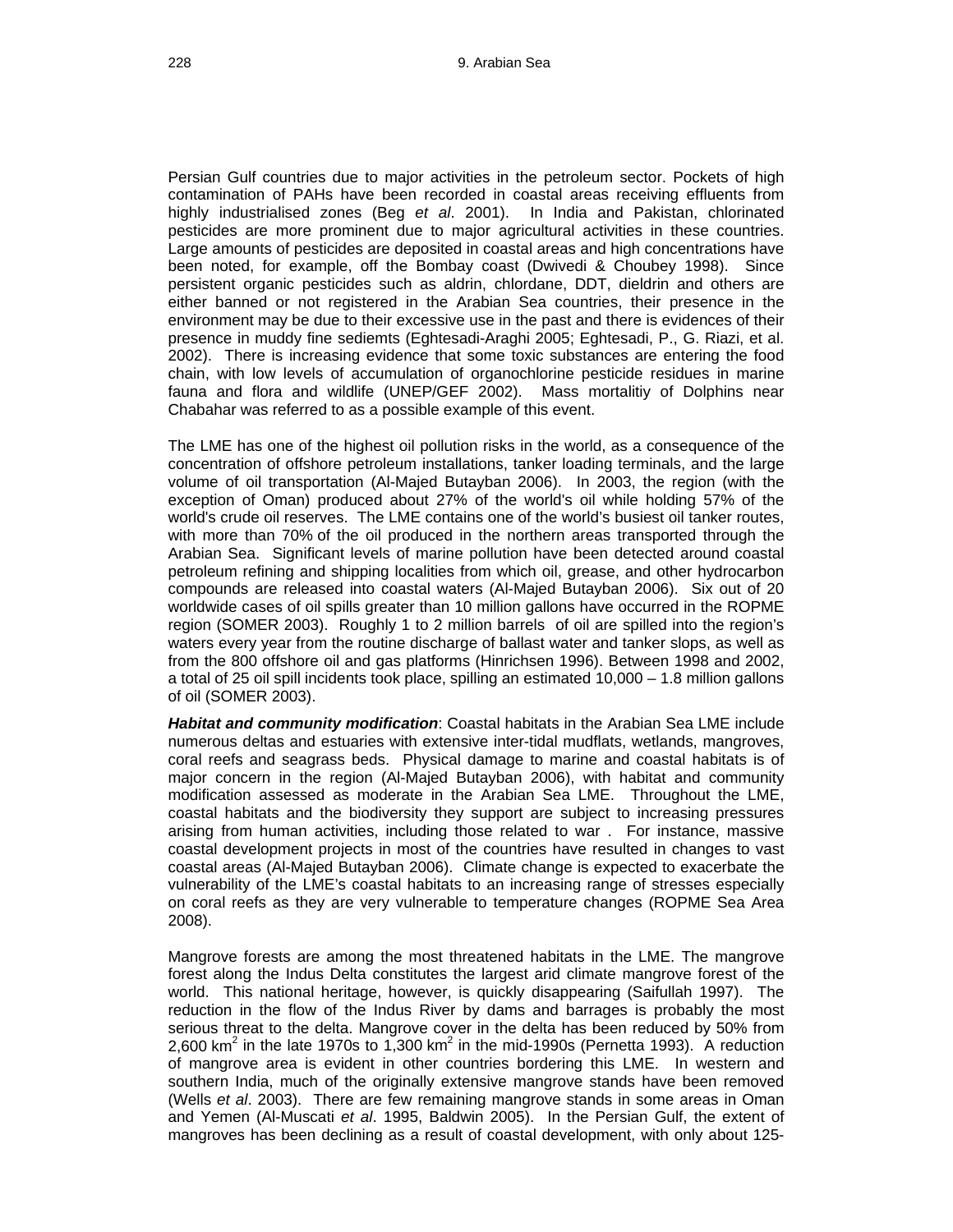Persian Gulf countries due to major activities in the petroleum sector. Pockets of high contamination of PAHs have been recorded in coastal areas receiving effluents from highly industrialised zones (Beg *et al*. 2001). In India and Pakistan, chlorinated pesticides are more prominent due to major agricultural activities in these countries. Large amounts of pesticides are deposited in coastal areas and high concentrations have been noted, for example, off the Bombay coast (Dwivedi & Choubey 1998). Since persistent organic pesticides such as aldrin, chlordane, DDT, dieldrin and others are either banned or not registered in the Arabian Sea countries, their presence in the environment may be due to their excessive use in the past and there is evidences of their presence in muddy fine sediemts (Eghtesadi-Araghi 2005; Eghtesadi, P., G. Riazi, et al. 2002). There is increasing evidence that some toxic substances are entering the food chain, with low levels of accumulation of organochlorine pesticide residues in marine fauna and flora and wildlife (UNEP/GEF 2002). Mass mortalitiy of Dolphins near Chabahar was referred to as a possible example of this event.

The LME has one of the highest oil pollution risks in the world, as a consequence of the concentration of offshore petroleum installations, tanker loading terminals, and the large volume of oil transportation (Al-Majed Butayban 2006). In 2003, the region (with the exception of Oman) produced about 27% of the world's oil while holding 57% of the world's crude oil reserves. The LME contains one of the world's busiest oil tanker routes, with more than 70% of the oil produced in the northern areas transported through the Arabian Sea. Significant levels of marine pollution have been detected around coastal petroleum refining and shipping localities from which oil, grease, and other hydrocarbon compounds are released into coastal waters (Al-Majed Butayban 2006). Six out of 20 worldwide cases of oil spills greater than 10 million gallons have occurred in the ROPME region (SOMER 2003). Roughly 1 to 2 million barrels of oil are spilled into the region's waters every year from the routine discharge of ballast water and tanker slops, as well as from the 800 offshore oil and gas platforms (Hinrichsen 1996). Between 1998 and 2002, a total of 25 oil spill incidents took place, spilling an estimated 10,000 – 1.8 million gallons of oil (SOMER 2003).

***Habitat and community modification***: Coastal habitats in the Arabian Sea LME include numerous deltas and estuaries with extensive inter-tidal mudflats, wetlands, mangroves, coral reefs and seagrass beds. Physical damage to marine and coastal habitats is of major concern in the region (Al-Majed Butayban 2006), with habitat and community modification assessed as moderate in the Arabian Sea LME. Throughout the LME, coastal habitats and the biodiversity they support are subject to increasing pressures arising from human activities, including those related to war . For instance, massive coastal development projects in most of the countries have resulted in changes to vast coastal areas (Al-Majed Butayban 2006). Climate change is expected to exacerbate the vulnerability of the LME's coastal habitats to an increasing range of stresses especially on coral reefs as they are very vulnerable to temperature changes (ROPME Sea Area 2008).

Mangrove forests are among the most threatened habitats in the LME. The mangrove forest along the Indus Delta constitutes the largest arid climate mangrove forest of the world. This national heritage, however, is quickly disappearing (Saifullah 1997). The reduction in the flow of the Indus River by dams and barrages is probably the most serious threat to the delta. Mangrove cover in the delta has been reduced by 50% from 2,600 $km^2$ in the late 1970s to 1,300 $km^2$ in the mid-1990s (Pernetta 1993). A reduction of mangrove area is evident in other countries bordering this LME. In western and southern India, much of the originally extensive mangrove stands have been removed (Wells *et al*. 2003). There are few remaining mangrove stands in some areas in Oman and Yemen (Al-Muscati *et al*. 1995, Baldwin 2005). In the Persian Gulf, the extent of mangroves has been declining as a result of coastal development, with only about 125-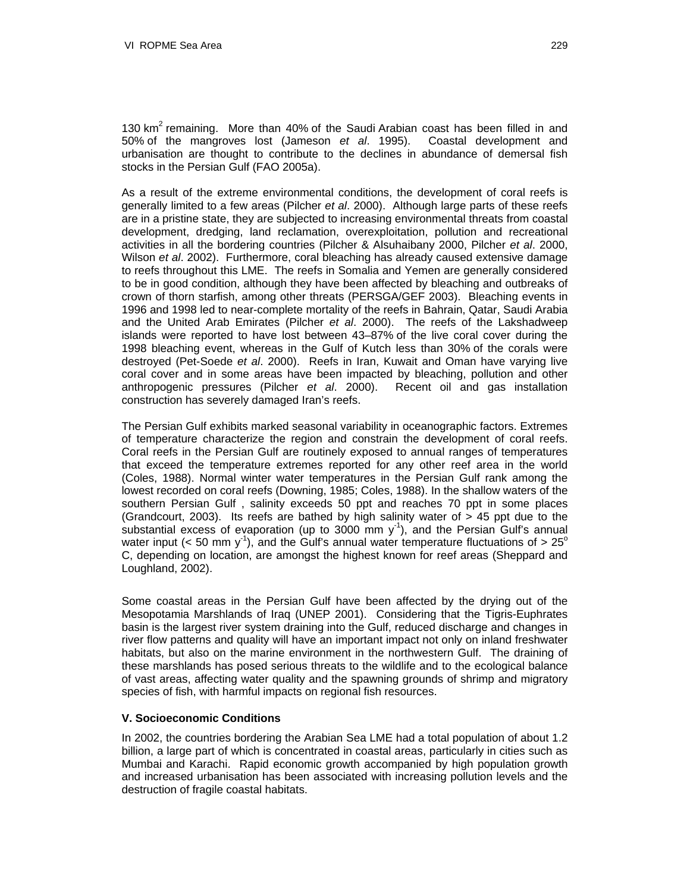130 km$^2$ remaining. More than 40% of the Saudi Arabian coast has been filled in and 50% of the mangroves lost (Jameson *et al*. 1995). Coastal development and urbanisation are thought to contribute to the declines in abundance of demersal fish stocks in the Persian Gulf (FAO 2005a).

As a result of the extreme environmental conditions, the development of coral reefs is generally limited to a few areas (Pilcher *et al*. 2000). Although large parts of these reefs are in a pristine state, they are subjected to increasing environmental threats from coastal development, dredging, land reclamation, overexploitation, pollution and recreational activities in all the bordering countries (Pilcher & Alsuhaibany 2000, Pilcher *et al*. 2000, Wilson *et al*. 2002). Furthermore, coral bleaching has already caused extensive damage to reefs throughout this LME. The reefs in Somalia and Yemen are generally considered to be in good condition, although they have been affected by bleaching and outbreaks of crown of thorn starfish, among other threats (PERSGA/GEF 2003). Bleaching events in 1996 and 1998 led to near-complete mortality of the reefs in Bahrain, Qatar, Saudi Arabia and the United Arab Emirates (Pilcher *et al*. 2000). The reefs of the Lakshadweep islands were reported to have lost between 43–87% of the live coral cover during the 1998 bleaching event, whereas in the Gulf of Kutch less than 30% of the corals were destroyed (Pet-Soede *et al*. 2000). Reefs in Iran, Kuwait and Oman have varying live coral cover and in some areas have been impacted by bleaching, pollution and other anthropogenic pressures (Pilcher *et al*. 2000). Recent oil and gas installation construction has severely damaged Iran's reefs.

The Persian Gulf exhibits marked seasonal variability in oceanographic factors. Extremes of temperature characterize the region and constrain the development of coral reefs. Coral reefs in the Persian Gulf are routinely exposed to annual ranges of temperatures that exceed the temperature extremes reported for any other reef area in the world (Coles, 1988). Normal winter water temperatures in the Persian Gulf rank among the lowest recorded on coral reefs (Downing, 1985; Coles, 1988). In the shallow waters of the southern Persian Gulf , salinity exceeds 50 ppt and reaches 70 ppt in some places (Grandcourt, 2003). Its reefs are bathed by high salinity water of > 45 ppt due to the substantial excess of evaporation (up to 3000 mm $y^{-1}$), and the Persian Gulf's annual water input (< 50 mm $y^{-1}$), and the Gulf's annual water temperature fluctuations of > 25$^o$ C, depending on location, are amongst the highest known for reef areas (Sheppard and Loughland, 2002).

Some coastal areas in the Persian Gulf have been affected by the drying out of the Mesopotamia Marshlands of Iraq (UNEP 2001). Considering that the Tigris-Euphrates basin is the largest river system draining into the Gulf, reduced discharge and changes in river flow patterns and quality will have an important impact not only on inland freshwater habitats, but also on the marine environment in the northwestern Gulf. The draining of these marshlands has posed serious threats to the wildlife and to the ecological balance of vast areas, affecting water quality and the spawning grounds of shrimp and migratory species of fish, with harmful impacts on regional fish resources.

### V. Socioeconomic Conditions

In 2002, the countries bordering the Arabian Sea LME had a total population of about 1.2 billion, a large part of which is concentrated in coastal areas, particularly in cities such as Mumbai and Karachi. Rapid economic growth accompanied by high population growth and increased urbanisation has been associated with increasing pollution levels and the destruction of fragile coastal habitats.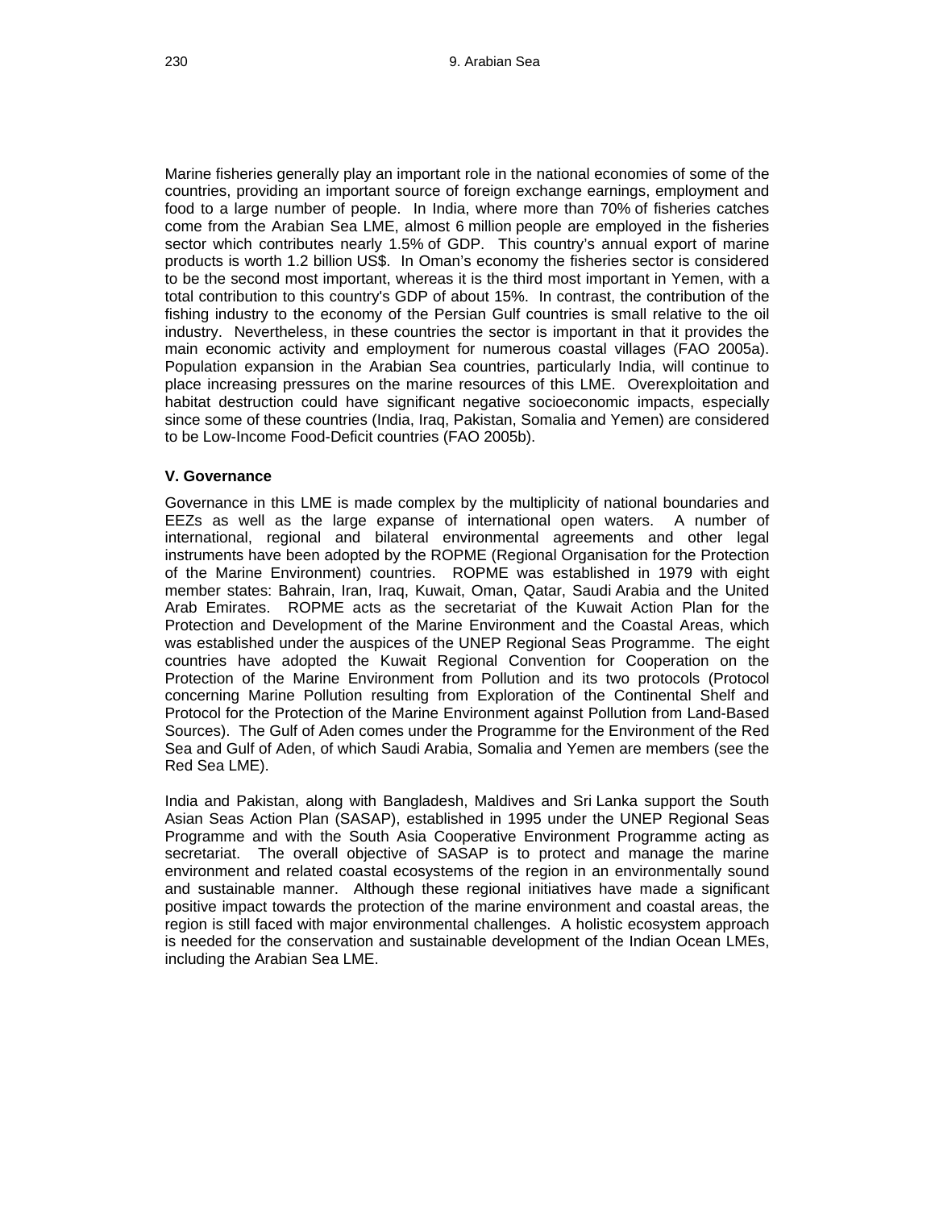Marine fisheries generally play an important role in the national economies of some of the countries, providing an important source of foreign exchange earnings, employment and food to a large number of people. In India, where more than 70% of fisheries catches come from the Arabian Sea LME, almost 6 million people are employed in the fisheries sector which contributes nearly 1.5% of GDP. This country's annual export of marine products is worth 1.2 billion US$. In Oman's economy the fisheries sector is considered to be the second most important, whereas it is the third most important in Yemen, with a total contribution to this country's GDP of about 15%. In contrast, the contribution of the fishing industry to the economy of the Persian Gulf countries is small relative to the oil industry. Nevertheless, in these countries the sector is important in that it provides the main economic activity and employment for numerous coastal villages (FAO 2005a). Population expansion in the Arabian Sea countries, particularly India, will continue to place increasing pressures on the marine resources of this LME. Overexploitation and habitat destruction could have significant negative socioeconomic impacts, especially since some of these countries (India, Iraq, Pakistan, Somalia and Yemen) are considered to be Low-Income Food-Deficit countries (FAO 2005b).

### V. Governance

Governance in this LME is made complex by the multiplicity of national boundaries and EEZs as well as the large expanse of international open waters. A number of international, regional and bilateral environmental agreements and other legal instruments have been adopted by the ROPME (Regional Organisation for the Protection of the Marine Environment) countries. ROPME was established in 1979 with eight member states: Bahrain, Iran, Iraq, Kuwait, Oman, Qatar, Saudi Arabia and the United Arab Emirates. ROPME acts as the secretariat of the Kuwait Action Plan for the Protection and Development of the Marine Environment and the Coastal Areas, which was established under the auspices of the UNEP Regional Seas Programme. The eight countries have adopted the Kuwait Regional Convention for Cooperation on the Protection of the Marine Environment from Pollution and its two protocols (Protocol concerning Marine Pollution resulting from Exploration of the Continental Shelf and Protocol for the Protection of the Marine Environment against Pollution from Land-Based Sources). The Gulf of Aden comes under the Programme for the Environment of the Red Sea and Gulf of Aden, of which Saudi Arabia, Somalia and Yemen are members (see the Red Sea LME).

India and Pakistan, along with Bangladesh, Maldives and Sri Lanka support the South Asian Seas Action Plan (SASAP), established in 1995 under the UNEP Regional Seas Programme and with the South Asia Cooperative Environment Programme acting as secretariat. The overall objective of SASAP is to protect and manage the marine environment and related coastal ecosystems of the region in an environmentally sound and sustainable manner. Although these regional initiatives have made a significant positive impact towards the protection of the marine environment and coastal areas, the region is still faced with major environmental challenges. A holistic ecosystem approach is needed for the conservation and sustainable development of the Indian Ocean LMEs, including the Arabian Sea LME.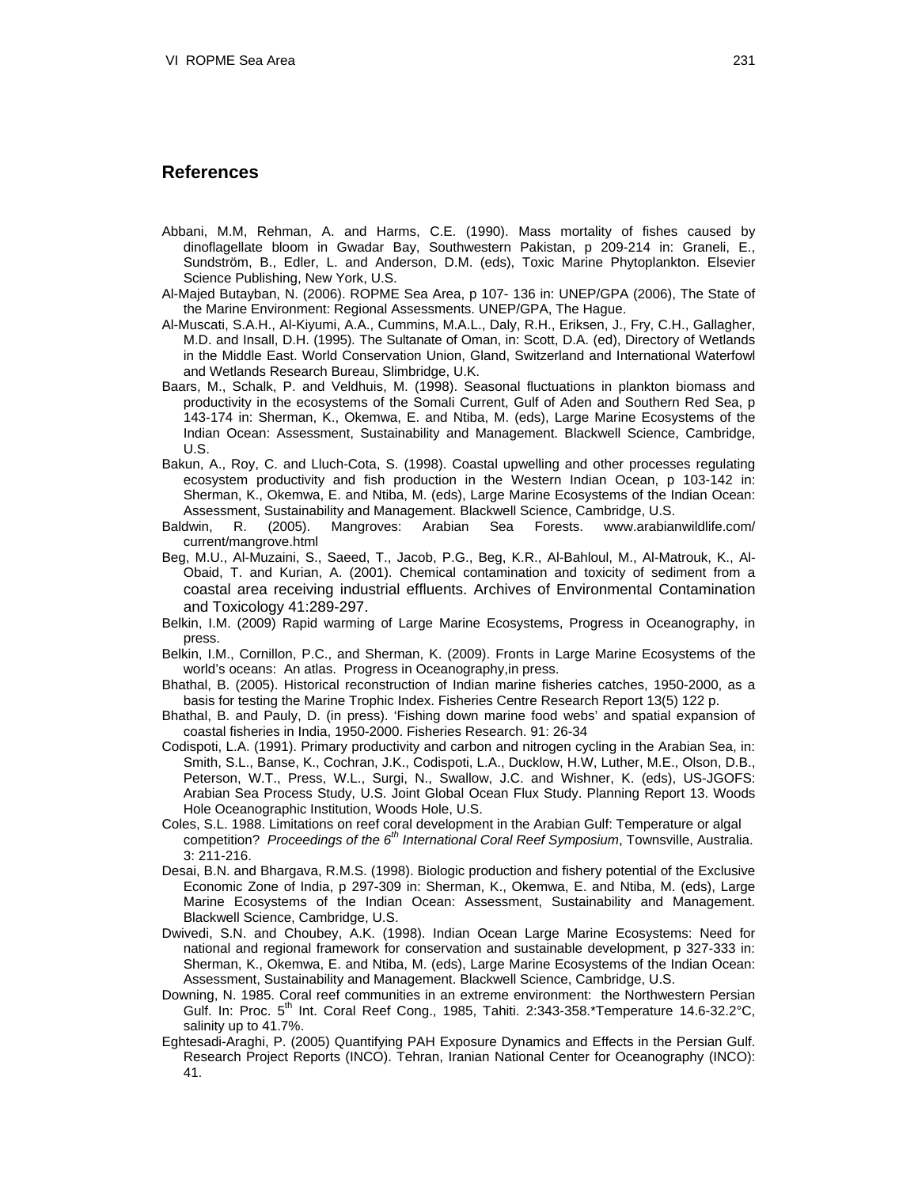## References

Abbani, M.M, Rehman, A. and Harms, C.E. (1990). Mass mortality of fishes caused by dinoflagellate bloom in Gwadar Bay, Southwestern Pakistan, p 209-214 in: Graneli, E., Sundström, B., Edler, L. and Anderson, D.M. (eds), Toxic Marine Phytoplankton. Elsevier Science Publishing, New York, U.S.

Al-Majed Butayban, N. (2006). ROPME Sea Area, p 107- 136 in: UNEP/GPA (2006), The State of the Marine Environment: Regional Assessments. UNEP/GPA, The Hague.

Al-Muscati, S.A.H., Al-Kiyumi, A.A., Cummins, M.A.L., Daly, R.H., Eriksen, J., Fry, C.H., Gallagher, M.D. and Insall, D.H. (1995). The Sultanate of Oman, in: Scott, D.A. (ed), Directory of Wetlands in the Middle East. World Conservation Union, Gland, Switzerland and International Waterfowl and Wetlands Research Bureau, Slimbridge, U.K.

Baars, M., Schalk, P. and Veldhuis, M. (1998). Seasonal fluctuations in plankton biomass and productivity in the ecosystems of the Somali Current, Gulf of Aden and Southern Red Sea, p 143-174 in: Sherman, K., Okemwa, E. and Ntiba, M. (eds), Large Marine Ecosystems of the Indian Ocean: Assessment, Sustainability and Management. Blackwell Science, Cambridge, U.S.

Bakun, A., Roy, C. and Lluch-Cota, S. (1998). Coastal upwelling and other processes regulating ecosystem productivity and fish production in the Western Indian Ocean, p 103-142 in: Sherman, K., Okemwa, E. and Ntiba, M. (eds), Large Marine Ecosystems of the Indian Ocean: Assessment, Sustainability and Management. Blackwell Science, Cambridge, U.S.

Baldwin, R. (2005). Mangroves: Arabian Sea Forests. www.arabianwildlife.com/current/mangrove.html

Beg, M.U., Al-Muzaini, S., Saeed, T., Jacob, P.G., Beg, K.R., Al-Bahloul, M., Al-Matrouk, K., Al-Obaid, T. and Kurian, A. (2001). Chemical contamination and toxicity of sediment from a coastal area receiving industrial effluents. Archives of Environmental Contamination and Toxicology 41:289-297.

Belkin, I.M. (2009) Rapid warming of Large Marine Ecosystems, Progress in Oceanography, in press.

Belkin, I.M., Cornillon, P.C., and Sherman, K. (2009). Fronts in Large Marine Ecosystems of the world's oceans: An atlas. Progress in Oceanography,in press.

Bhathal, B. (2005). Historical reconstruction of Indian marine fisheries catches, 1950-2000, as a basis for testing the Marine Trophic Index. Fisheries Centre Research Report 13(5) 122 p.

Bhathal, B. and Pauly, D. (in press). 'Fishing down marine food webs' and spatial expansion of coastal fisheries in India, 1950-2000. Fisheries Research. 91: 26-34

Codispoti, L.A. (1991). Primary productivity and carbon and nitrogen cycling in the Arabian Sea, in: Smith, S.L., Banse, K., Cochran, J.K., Codispoti, L.A., Ducklow, H.W, Luther, M.E., Olson, D.B., Peterson, W.T., Press, W.L., Surgi, N., Swallow, J.C. and Wishner, K. (eds), US-JGOFS: Arabian Sea Process Study, U.S. Joint Global Ocean Flux Study. Planning Report 13. Woods Hole Oceanographic Institution, Woods Hole, U.S.

Coles, S.L. 1988. Limitations on reef coral development in the Arabian Gulf: Temperature or algal competition? *Proceedings of the 6th International Coral Reef Symposium*, Townsville, Australia. 3: 211-216.

Desai, B.N. and Bhargava, R.M.S. (1998). Biologic production and fishery potential of the Exclusive Economic Zone of India, p 297-309 in: Sherman, K., Okemwa, E. and Ntiba, M. (eds), Large Marine Ecosystems of the Indian Ocean: Assessment, Sustainability and Management. Blackwell Science, Cambridge, U.S.

Dwivedi, S.N. and Choubey, A.K. (1998). Indian Ocean Large Marine Ecosystems: Need for national and regional framework for conservation and sustainable development, p 327-333 in: Sherman, K., Okemwa, E. and Ntiba, M. (eds), Large Marine Ecosystems of the Indian Ocean: Assessment, Sustainability and Management. Blackwell Science, Cambridge, U.S.

Downing, N. 1985. Coral reef communities in an extreme environment: the Northwestern Persian Gulf. In: Proc. 5th Int. Coral Reef Cong., 1985, Tahiti. 2:343-358.*Temperature 14.6-32.2°C, salinity up to 41.7%.

Eghtesadi-Araghi, P. (2005) Quantifying PAH Exposure Dynamics and Effects in the Persian Gulf. Research Project Reports (INCO). Tehran, Iranian National Center for Oceanography (INCO): 41.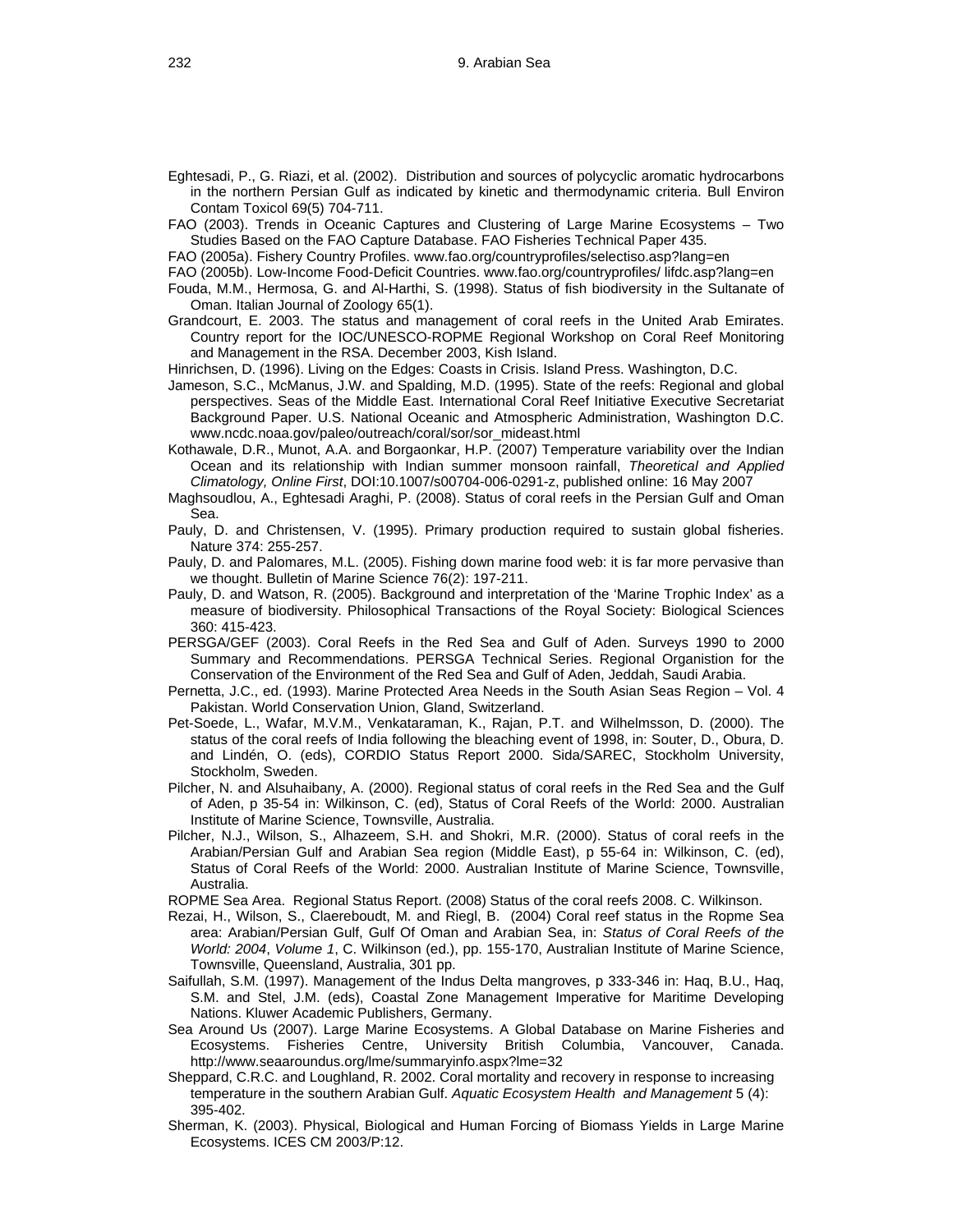Eghtesadi, P., G. Riazi, et al. (2002). Distribution and sources of polycyclic aromatic hydrocarbons in the northern Persian Gulf as indicated by kinetic and thermodynamic criteria. Bull Environ Contam Toxicol 69(5) 704-711.

FAO (2003). Trends in Oceanic Captures and Clustering of Large Marine Ecosystems – Two Studies Based on the FAO Capture Database. FAO Fisheries Technical Paper 435.

FAO (2005a). Fishery Country Profiles. www.fao.org/countryprofiles/selectiso.asp?lang=en

FAO (2005b). Low-Income Food-Deficit Countries. www.fao.org/countryprofiles/ lifdc.asp?lang=en

Fouda, M.M., Hermosa, G. and Al-Harthi, S. (1998). Status of fish biodiversity in the Sultanate of Oman. Italian Journal of Zoology 65(1).

Grandcourt, E. 2003. The status and management of coral reefs in the United Arab Emirates. Country report for the IOC/UNESCO-ROPME Regional Workshop on Coral Reef Monitoring and Management in the RSA. December 2003, Kish Island.

Hinrichsen, D. (1996). Living on the Edges: Coasts in Crisis. Island Press. Washington, D.C.

Jameson, S.C., McManus, J.W. and Spalding, M.D. (1995). State of the reefs: Regional and global perspectives. Seas of the Middle East. International Coral Reef Initiative Executive Secretariat Background Paper. U.S. National Oceanic and Atmospheric Administration, Washington D.C. www.ncdc.noaa.gov/paleo/outreach/coral/sor/sor_mideast.html

Kothawale, D.R., Munot, A.A. and Borgaonkar, H.P. (2007) Temperature variability over the Indian Ocean and its relationship with Indian summer monsoon rainfall, *Theoretical and Applied Climatology, Online First*, DOI:10.1007/s00704-006-0291-z, published online: 16 May 2007

Maghsoudlou, A., Eghtesadi Araghi, P. (2008). Status of coral reefs in the Persian Gulf and Oman Sea.

Pauly, D. and Christensen, V. (1995). Primary production required to sustain global fisheries. Nature 374: 255-257.

Pauly, D. and Palomares, M.L. (2005). Fishing down marine food web: it is far more pervasive than we thought. Bulletin of Marine Science 76(2): 197-211.

Pauly, D. and Watson, R. (2005). Background and interpretation of the 'Marine Trophic Index' as a measure of biodiversity. Philosophical Transactions of the Royal Society: Biological Sciences 360: 415-423.

PERSGA/GEF (2003). Coral Reefs in the Red Sea and Gulf of Aden. Surveys 1990 to 2000 Summary and Recommendations. PERSGA Technical Series. Regional Organistion for the Conservation of the Environment of the Red Sea and Gulf of Aden, Jeddah, Saudi Arabia.

Pernetta, J.C., ed. (1993). Marine Protected Area Needs in the South Asian Seas Region – Vol. 4 Pakistan. World Conservation Union, Gland, Switzerland.

Pet-Soede, L., Wafar, M.V.M., Venkataraman, K., Rajan, P.T. and Wilhelmsson, D. (2000). The status of the coral reefs of India following the bleaching event of 1998, in: Souter, D., Obura, D. and Lindén, O. (eds), CORDIO Status Report 2000. Sida/SAREC, Stockholm University, Stockholm, Sweden.

Pilcher, N. and Alsuhaibany, A. (2000). Regional status of coral reefs in the Red Sea and the Gulf of Aden, p 35-54 in: Wilkinson, C. (ed), Status of Coral Reefs of the World: 2000. Australian Institute of Marine Science, Townsville, Australia.

Pilcher, N.J., Wilson, S., Alhazeem, S.H. and Shokri, M.R. (2000). Status of coral reefs in the Arabian/Persian Gulf and Arabian Sea region (Middle East), p 55-64 in: Wilkinson, C. (ed), Status of Coral Reefs of the World: 2000. Australian Institute of Marine Science, Townsville, Australia.

ROPME Sea Area. Regional Status Report. (2008) Status of the coral reefs 2008. C. Wilkinson.

Rezai, H., Wilson, S., Claereboudt, M. and Riegl, B. (2004) Coral reef status in the Ropme Sea area: Arabian/Persian Gulf, Gulf Of Oman and Arabian Sea, in: *Status of Coral Reefs of the World: 2004*, *Volume 1*, C. Wilkinson (ed.), pp. 155-170, Australian Institute of Marine Science, Townsville, Queensland, Australia, 301 pp.

Saifullah, S.M. (1997). Management of the Indus Delta mangroves, p 333-346 in: Haq, B.U., Haq, S.M. and Stel, J.M. (eds), Coastal Zone Management Imperative for Maritime Developing Nations. Kluwer Academic Publishers, Germany.

Sea Around Us (2007). Large Marine Ecosystems. A Global Database on Marine Fisheries and Ecosystems. Fisheries Centre, University British Columbia, Vancouver, Canada. http://www.seaaroundus.org/lme/summaryinfo.aspx?lme=32

Sheppard, C.R.C. and Loughland, R. 2002. Coral mortality and recovery in response to increasing temperature in the southern Arabian Gulf. *Aquatic Ecosystem Health and Management* 5 (4): 395-402.

Sherman, K. (2003). Physical, Biological and Human Forcing of Biomass Yields in Large Marine Ecosystems. ICES CM 2003/P:12.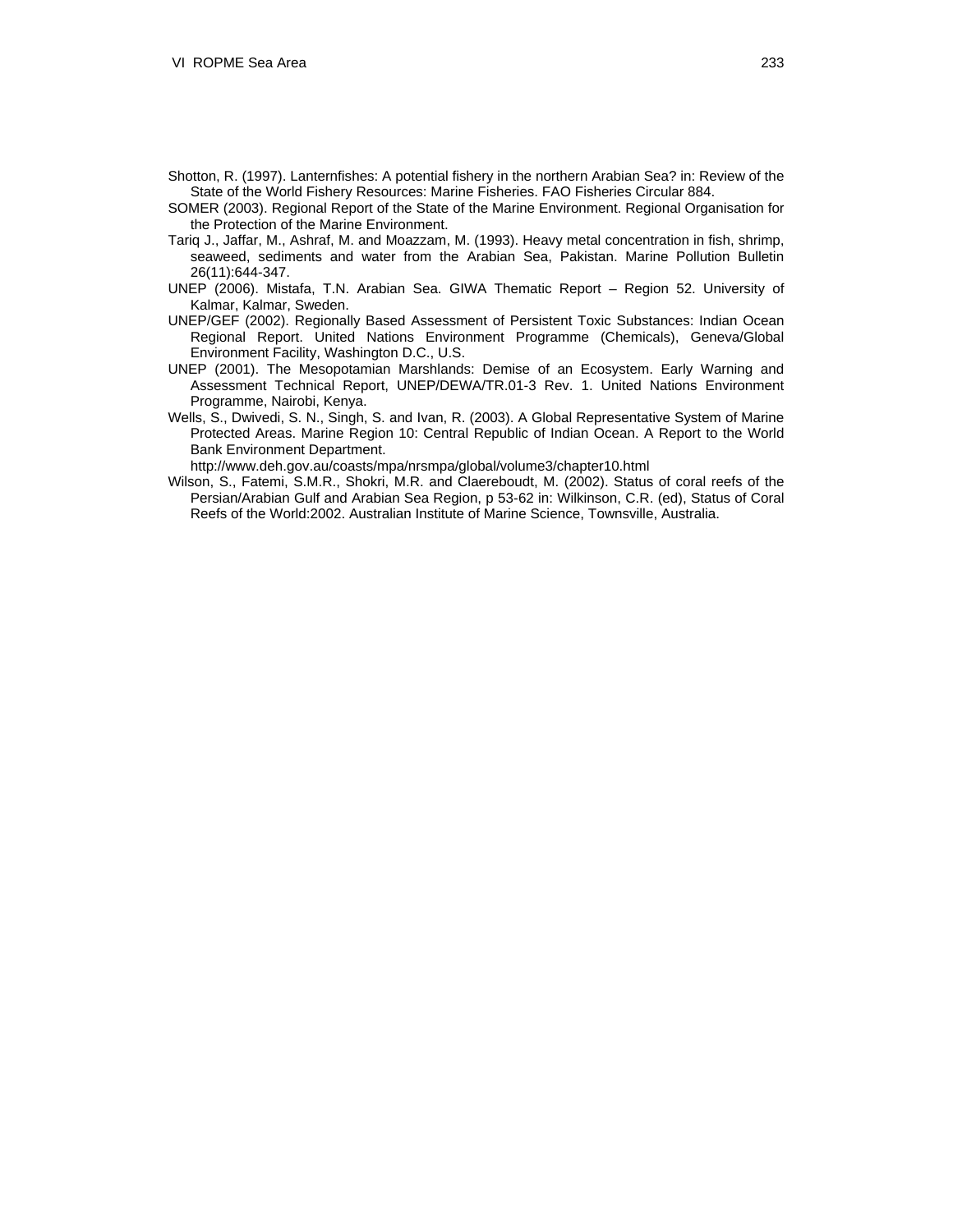Shotton, R. (1997). Lanternfishes: A potential fishery in the northern Arabian Sea? in: Review of the State of the World Fishery Resources: Marine Fisheries. FAO Fisheries Circular 884.

SOMER (2003). Regional Report of the State of the Marine Environment. Regional Organisation for the Protection of the Marine Environment.

Tariq J., Jaffar, M., Ashraf, M. and Moazzam, M. (1993). Heavy metal concentration in fish, shrimp, seaweed, sediments and water from the Arabian Sea, Pakistan. Marine Pollution Bulletin 26(11):644-347.

UNEP (2006). Mistafa, T.N. Arabian Sea. GIWA Thematic Report – Region 52. University of Kalmar, Kalmar, Sweden.

UNEP/GEF (2002). Regionally Based Assessment of Persistent Toxic Substances: Indian Ocean Regional Report. United Nations Environment Programme (Chemicals), Geneva/Global Environment Facility, Washington D.C., U.S.

UNEP (2001). The Mesopotamian Marshlands: Demise of an Ecosystem. Early Warning and Assessment Technical Report, UNEP/DEWA/TR.01-3 Rev. 1. United Nations Environment Programme, Nairobi, Kenya.

Wells, S., Dwivedi, S. N., Singh, S. and Ivan, R. (2003). A Global Representative System of Marine Protected Areas. Marine Region 10: Central Republic of Indian Ocean. A Report to the World Bank Environment Department. http://www.deh.gov.au/coasts/mpa/nrsmpa/global/volume3/chapter10.html

Wilson, S., Fatemi, S.M.R., Shokri, M.R. and Claereboudt, M. (2002). Status of coral reefs of the Persian/Arabian Gulf and Arabian Sea Region, p 53-62 in: Wilkinson, C.R. (ed), Status of Coral Reefs of the World:2002. Australian Institute of Marine Science, Townsville, Australia.